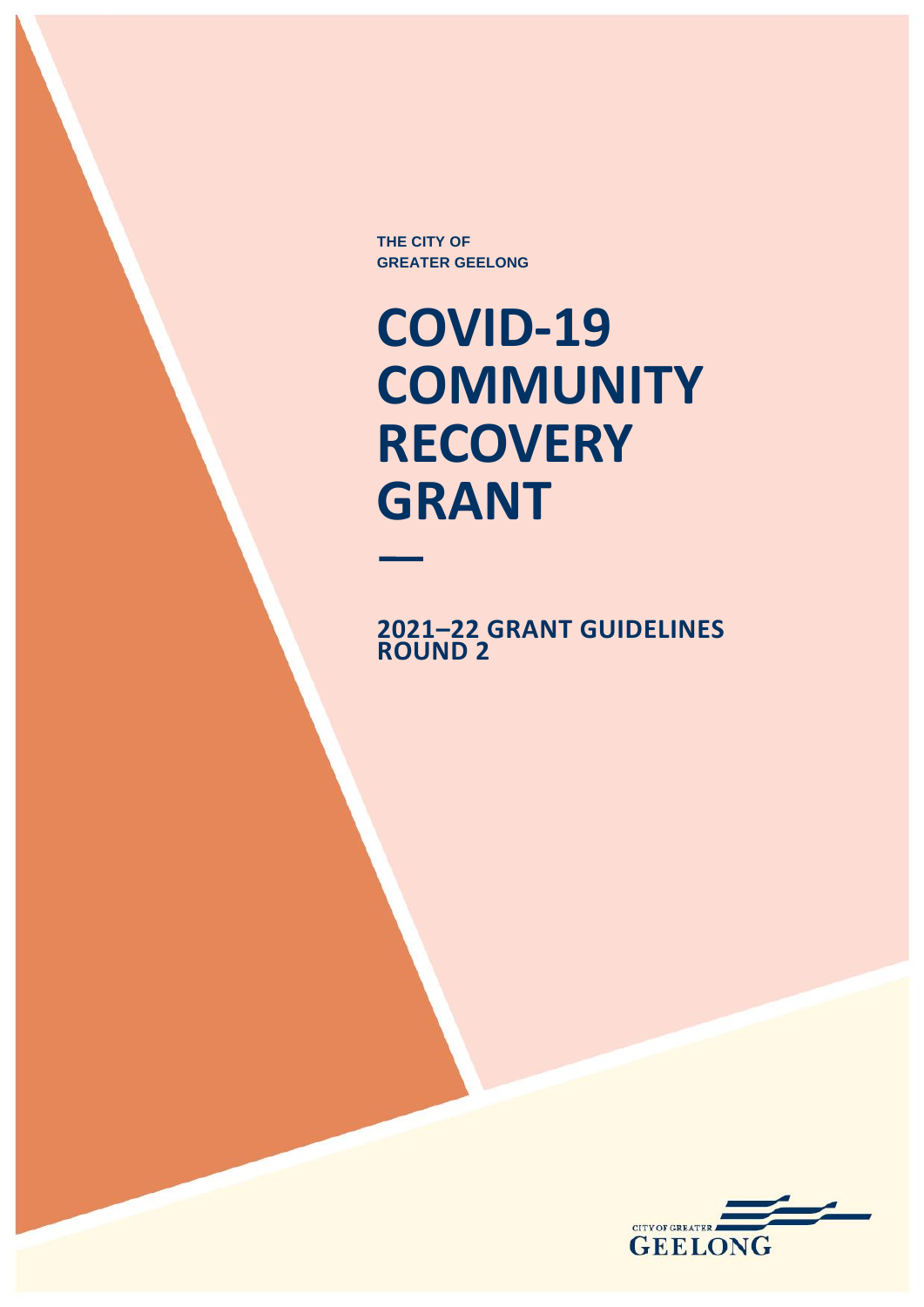THE CITY OF
GREATER GEELONG

# COVID-19 COMMUNITY RECOVERY GRANT

## 2021–22 GRANT GUIDELINES
## ROUND 2

CITY OF GREATER
GEELONG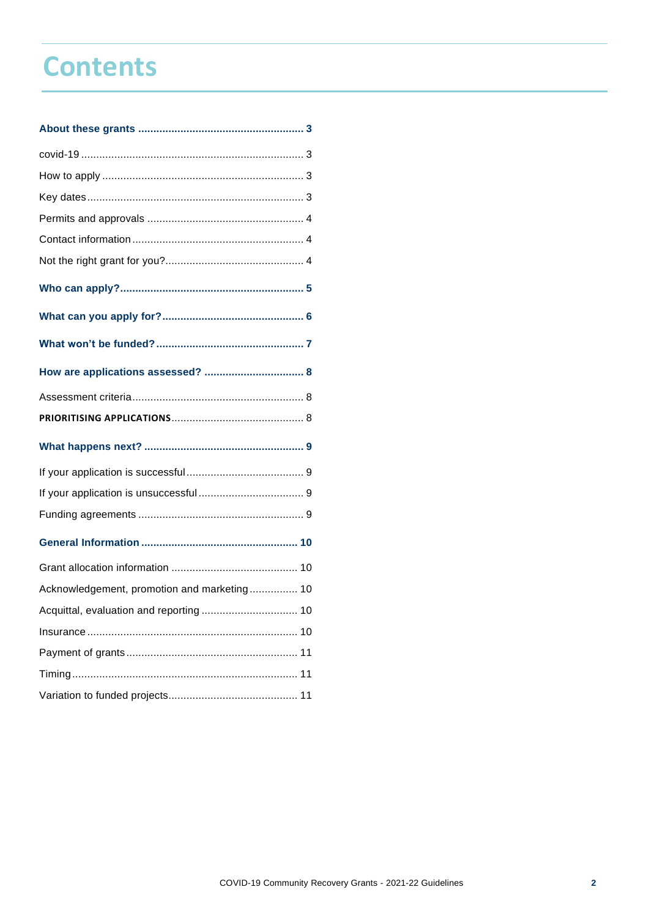# Contents

**About these grants** ........................................................ **3**

covid-19 ......................................................................... 3

How to apply .................................................................. 3

Key dates ....................................................................... 3

Permits and approvals .................................................... 4

Contact information ......................................................... 4

Not the right grant for you? .............................................. 4

**Who can apply?** ............................................................. **5**

**What can you apply for?** ................................................ **6**

**What won't be funded?** ................................................... **7**

**How are applications assessed?** .................................... **8**

Assessment criteria ......................................................... 8

**PRIORITISING APPLICATIONS** ............................................ 8

**What happens next?** ....................................................... **9**

If your application is successful ....................................... 9

If your application is unsuccessful .................................... 9

Funding agreements ....................................................... 9

**General Information** ....................................................... **10**

Grant allocation information ........................................... 10

Acknowledgement, promotion and marketing ................... 10

Acquittal, evaluation and reporting .................................. 10

Insurance ..................................................................... 10

Payment of grants ......................................................... 11

Timing .......................................................................... 11

Variation to funded projects ............................................ 11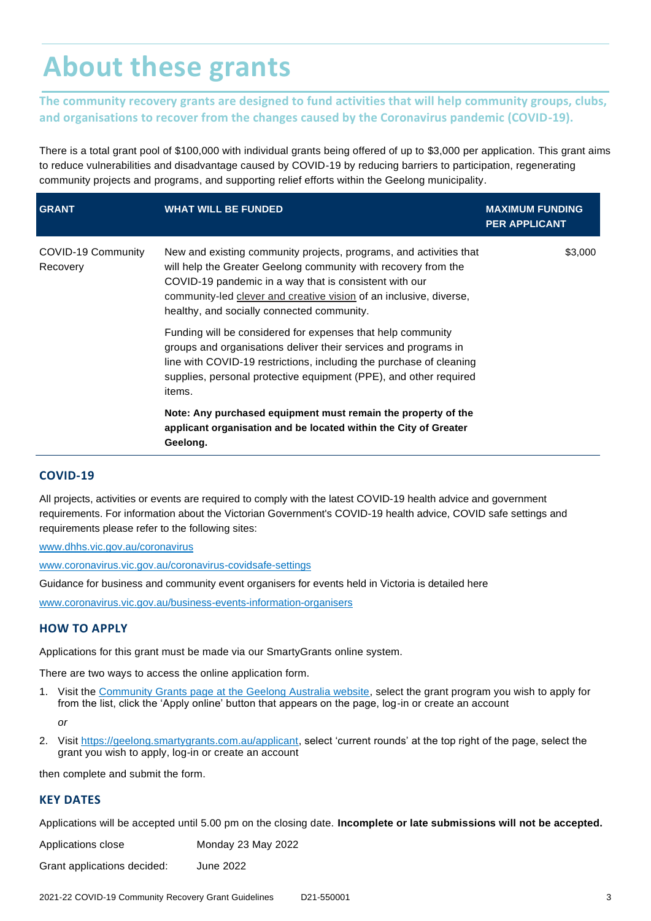# About these grants

**The community recovery grants are designed to fund activities that will help community groups, clubs, and organisations to recover from the changes caused by the Coronavirus pandemic (COVID-19).**

There is a total grant pool of $100,000 with individual grants being offered of up to $3,000 per application. This grant aims to reduce vulnerabilities and disadvantage caused by COVID-19 by reducing barriers to participation, regenerating community projects and programs, and supporting relief efforts within the Geelong municipality.

| GRANT | WHAT WILL BE FUNDED | MAXIMUM FUNDING PER APPLICANT |
|---|---|---|
| COVID-19 Community Recovery | New and existing community projects, programs, and activities that will help the Greater Geelong community with recovery from the COVID-19 pandemic in a way that is consistent with our community-led clever and creative vision of an inclusive, diverse, healthy, and socially connected community.<br><br>Funding will be considered for expenses that help community groups and organisations deliver their services and programs in line with COVID-19 restrictions, including the purchase of cleaning supplies, personal protective equipment (PPE), and other required items.<br><br>**Note: Any purchased equipment must remain the property of the applicant organisation and be located within the City of Greater Geelong.** | $3,000 |

## COVID-19

All projects, activities or events are required to comply with the latest COVID-19 health advice and government requirements. For information about the Victorian Government's COVID-19 health advice, COVID safe settings and requirements please refer to the following sites:

www.dhhs.vic.gov.au/coronavirus

www.coronavirus.vic.gov.au/coronavirus-covidsafe-settings

Guidance for business and community event organisers for events held in Victoria is detailed here

www.coronavirus.vic.gov.au/business-events-information-organisers

## HOW TO APPLY

Applications for this grant must be made via our SmartyGrants online system.

There are two ways to access the online application form.

1. Visit the Community Grants page at the Geelong Australia website, select the grant program you wish to apply for from the list, click the 'Apply online' button that appears on the page, log-in or create an account

   *or*

2. Visit https://geelong.smartygrants.com.au/applicant, select 'current rounds' at the top right of the page, select the grant you wish to apply, log-in or create an account

then complete and submit the form.

## KEY DATES

Applications will be accepted until 5.00 pm on the closing date. **Incomplete or late submissions will not be accepted.**

| | |
|---|---|
| Applications close | Monday 23 May 2022 |
| Grant applications decided: | June 2022 |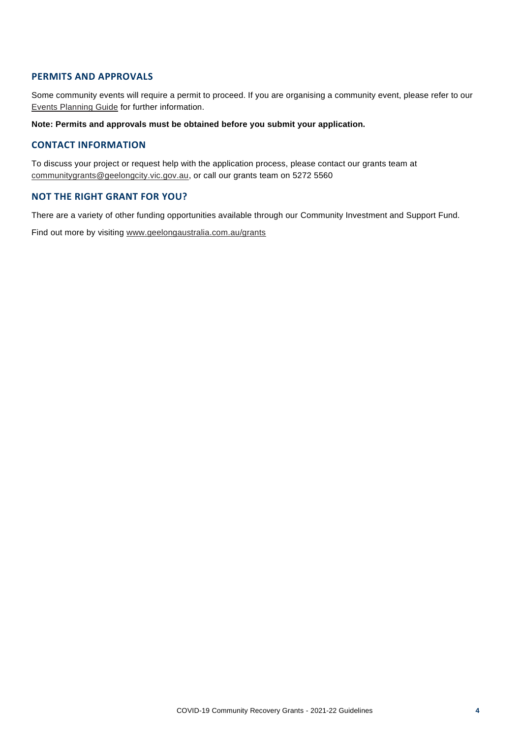## PERMITS AND APPROVALS

Some community events will require a permit to proceed. If you are organising a community event, please refer to our Events Planning Guide for further information.

**Note: Permits and approvals must be obtained before you submit your application.**

## CONTACT INFORMATION

To discuss your project or request help with the application process, please contact our grants team at communitygrants@geelongcity.vic.gov.au, or call our grants team on 5272 5560

## NOT THE RIGHT GRANT FOR YOU?

There are a variety of other funding opportunities available through our Community Investment and Support Fund.

Find out more by visiting www.geelongaustralia.com.au/grants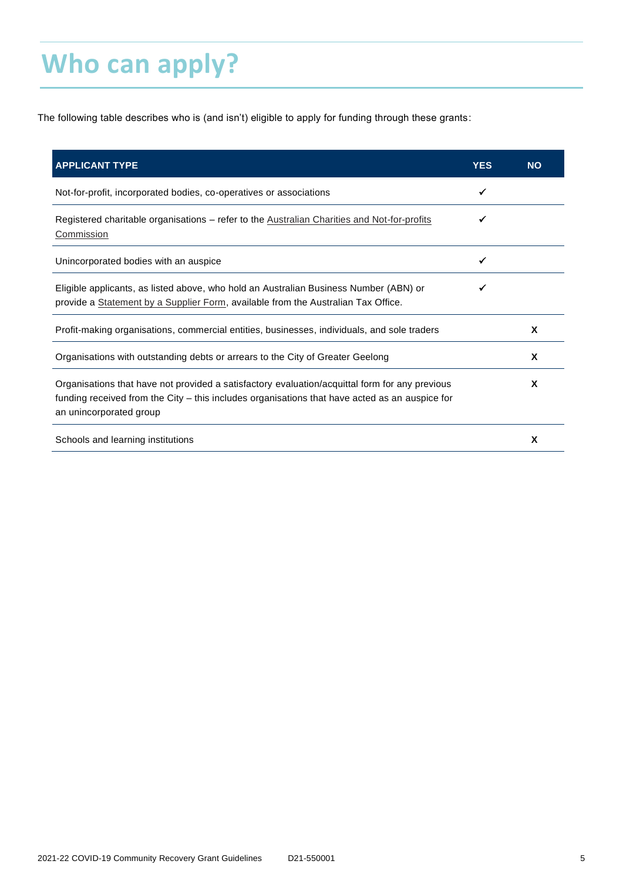# Who can apply?

The following table describes who is (and isn't) eligible to apply for funding through these grants:

| APPLICANT TYPE | YES | NO |
|---|---|---|
| Not-for-profit, incorporated bodies, co-operatives or associations | ✓ | |
| Registered charitable organisations – refer to the Australian Charities and Not-for-profits Commission | ✓ | |
| Unincorporated bodies with an auspice | ✓ | |
| Eligible applicants, as listed above, who hold an Australian Business Number (ABN) or provide a Statement by a Supplier Form, available from the Australian Tax Office. | ✓ | |
| Profit-making organisations, commercial entities, businesses, individuals, and sole traders | | X |
| Organisations with outstanding debts or arrears to the City of Greater Geelong | | X |
| Organisations that have not provided a satisfactory evaluation/acquittal form for any previous funding received from the City – this includes organisations that have acted as an auspice for an unincorporated group | | X |
| Schools and learning institutions | | X |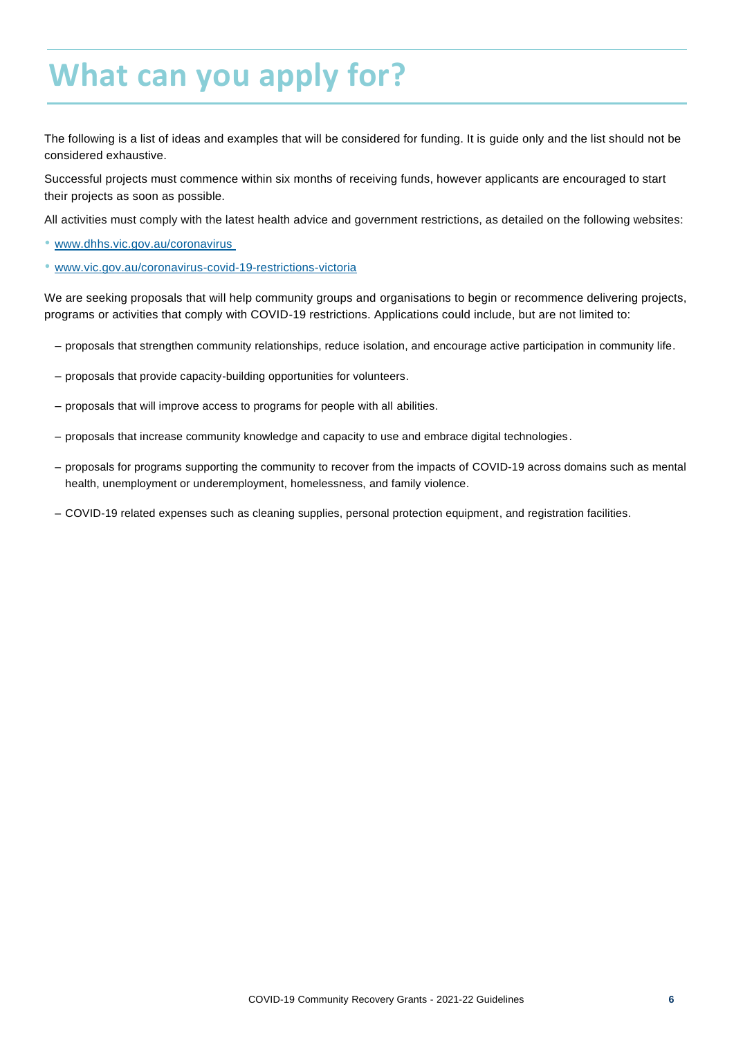# What can you apply for?

The following is a list of ideas and examples that will be considered for funding. It is guide only and the list should not be considered exhaustive.

Successful projects must commence within six months of receiving funds, however applicants are encouraged to start their projects as soon as possible.

All activities must comply with the latest health advice and government restrictions, as detailed on the following websites:

- www.dhhs.vic.gov.au/coronavirus
- www.vic.gov.au/coronavirus-covid-19-restrictions-victoria

We are seeking proposals that will help community groups and organisations to begin or recommence delivering projects, programs or activities that comply with COVID-19 restrictions. Applications could include, but are not limited to:

- proposals that strengthen community relationships, reduce isolation, and encourage active participation in community life.
- proposals that provide capacity-building opportunities for volunteers.
- proposals that will improve access to programs for people with all abilities.
- proposals that increase community knowledge and capacity to use and embrace digital technologies.
- proposals for programs supporting the community to recover from the impacts of COVID-19 across domains such as mental health, unemployment or underemployment, homelessness, and family violence.
- COVID-19 related expenses such as cleaning supplies, personal protection equipment, and registration facilities.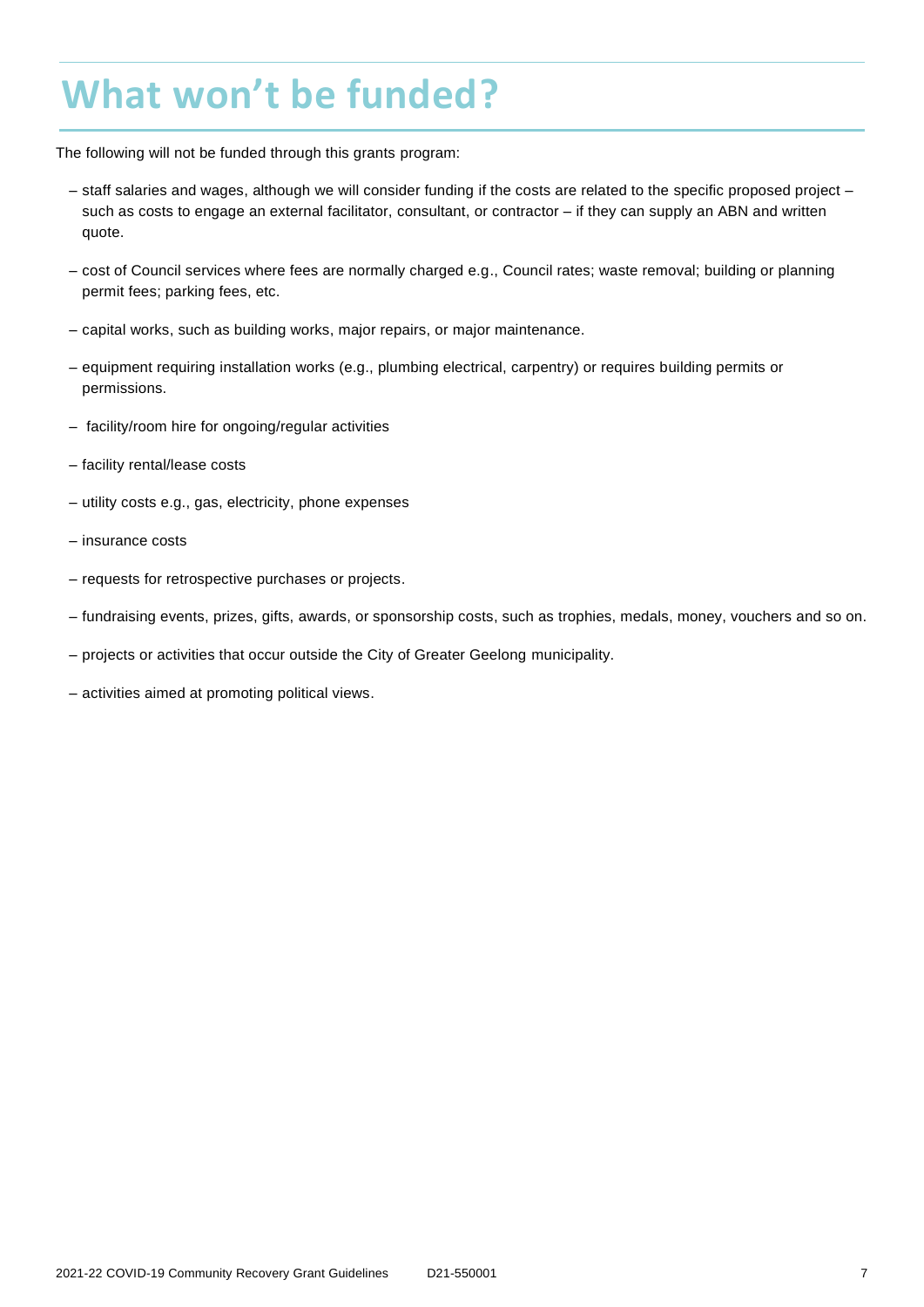# What won't be funded?

The following will not be funded through this grants program:

- staff salaries and wages, although we will consider funding if the costs are related to the specific proposed project – such as costs to engage an external facilitator, consultant, or contractor – if they can supply an ABN and written quote.
- cost of Council services where fees are normally charged e.g., Council rates; waste removal; building or planning permit fees; parking fees, etc.
- capital works, such as building works, major repairs, or major maintenance.
- equipment requiring installation works (e.g., plumbing electrical, carpentry) or requires building permits or permissions.
- facility/room hire for ongoing/regular activities
- facility rental/lease costs
- utility costs e.g., gas, electricity, phone expenses
- insurance costs
- requests for retrospective purchases or projects.
- fundraising events, prizes, gifts, awards, or sponsorship costs, such as trophies, medals, money, vouchers and so on.
- projects or activities that occur outside the City of Greater Geelong municipality.
- activities aimed at promoting political views.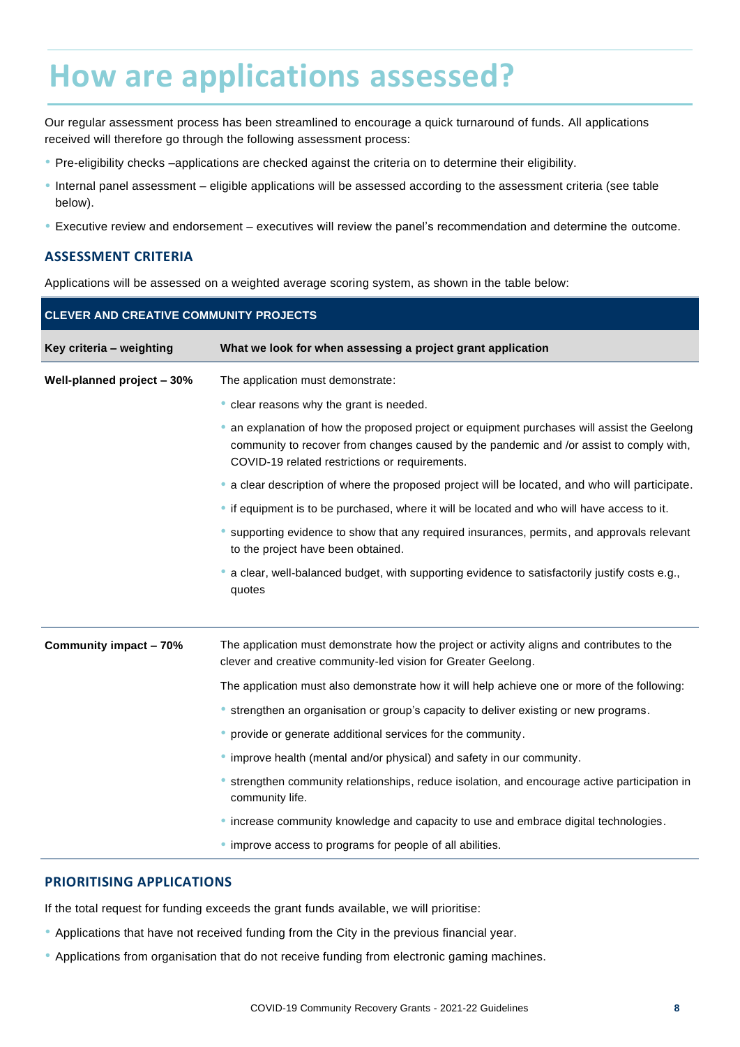# How are applications assessed?

Our regular assessment process has been streamlined to encourage a quick turnaround of funds. All applications received will therefore go through the following assessment process:

- Pre-eligibility checks –applications are checked against the criteria on to determine their eligibility.
- Internal panel assessment – eligible applications will be assessed according to the assessment criteria (see table below).
- Executive review and endorsement – executives will review the panel's recommendation and determine the outcome.

## ASSESSMENT CRITERIA

Applications will be assessed on a weighted average scoring system, as shown in the table below:

| CLEVER AND CREATIVE COMMUNITY PROJECTS | |
|---|---|
| **Key criteria – weighting** | **What we look for when assessing a project grant application** |
| **Well-planned project – 30%** | The application must demonstrate:<br>• clear reasons why the grant is needed.<br>• an explanation of how the proposed project or equipment purchases will assist the Geelong community to recover from changes caused by the pandemic and /or assist to comply with, COVID-19 related restrictions or requirements.<br>• a clear description of where the proposed project will be located, and who will participate.<br>• if equipment is to be purchased, where it will be located and who will have access to it.<br>• supporting evidence to show that any required insurances, permits, and approvals relevant to the project have been obtained.<br>• a clear, well-balanced budget, with supporting evidence to satisfactorily justify costs e.g., quotes |
| **Community impact – 70%** | The application must demonstrate how the project or activity aligns and contributes to the clever and creative community-led vision for Greater Geelong.<br>The application must also demonstrate how it will help achieve one or more of the following:<br>• strengthen an organisation or group's capacity to deliver existing or new programs.<br>• provide or generate additional services for the community.<br>• improve health (mental and/or physical) and safety in our community.<br>• strengthen community relationships, reduce isolation, and encourage active participation in community life.<br>• increase community knowledge and capacity to use and embrace digital technologies.<br>• improve access to programs for people of all abilities. |

## PRIORITISING APPLICATIONS

If the total request for funding exceeds the grant funds available, we will prioritise:

- Applications that have not received funding from the City in the previous financial year.
- Applications from organisation that do not receive funding from electronic gaming machines.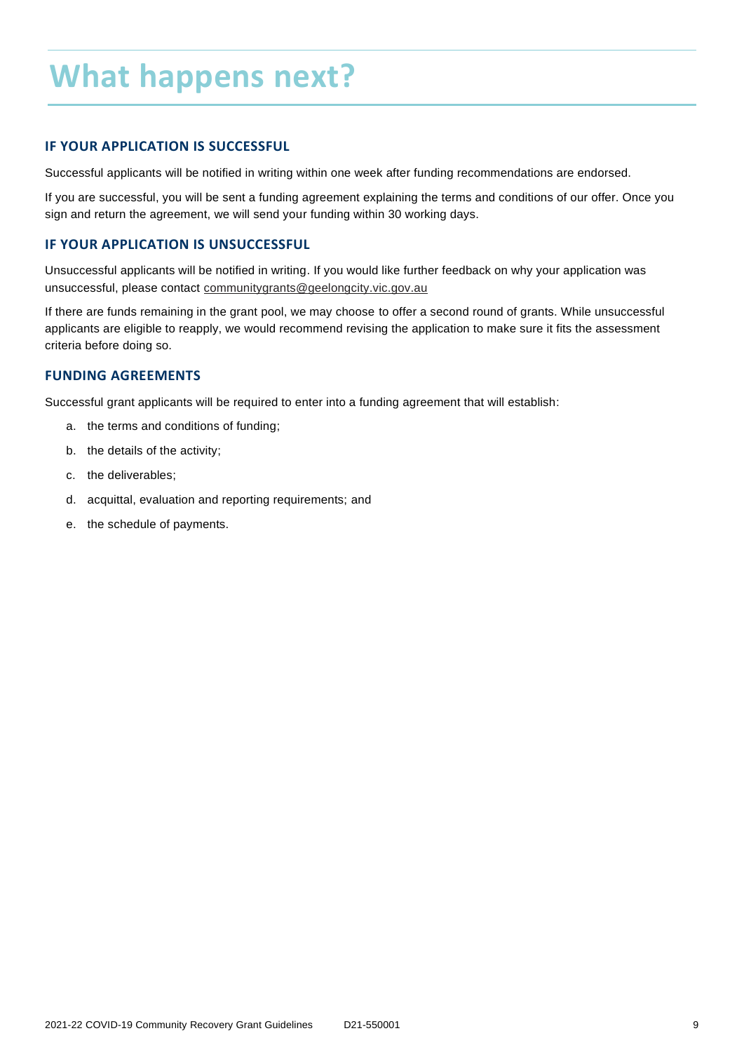# What happens next?

## IF YOUR APPLICATION IS SUCCESSFUL

Successful applicants will be notified in writing within one week after funding recommendations are endorsed.

If you are successful, you will be sent a funding agreement explaining the terms and conditions of our offer. Once you sign and return the agreement, we will send your funding within 30 working days.

## IF YOUR APPLICATION IS UNSUCCESSFUL

Unsuccessful applicants will be notified in writing. If you would like further feedback on why your application was unsuccessful, please contact communitygrants@geelongcity.vic.gov.au

If there are funds remaining in the grant pool, we may choose to offer a second round of grants. While unsuccessful applicants are eligible to reapply, we would recommend revising the application to make sure it fits the assessment criteria before doing so.

## FUNDING AGREEMENTS

Successful grant applicants will be required to enter into a funding agreement that will establish:

a. the terms and conditions of funding;

b. the details of the activity;

c. the deliverables;

d. acquittal, evaluation and reporting requirements; and

e. the schedule of payments.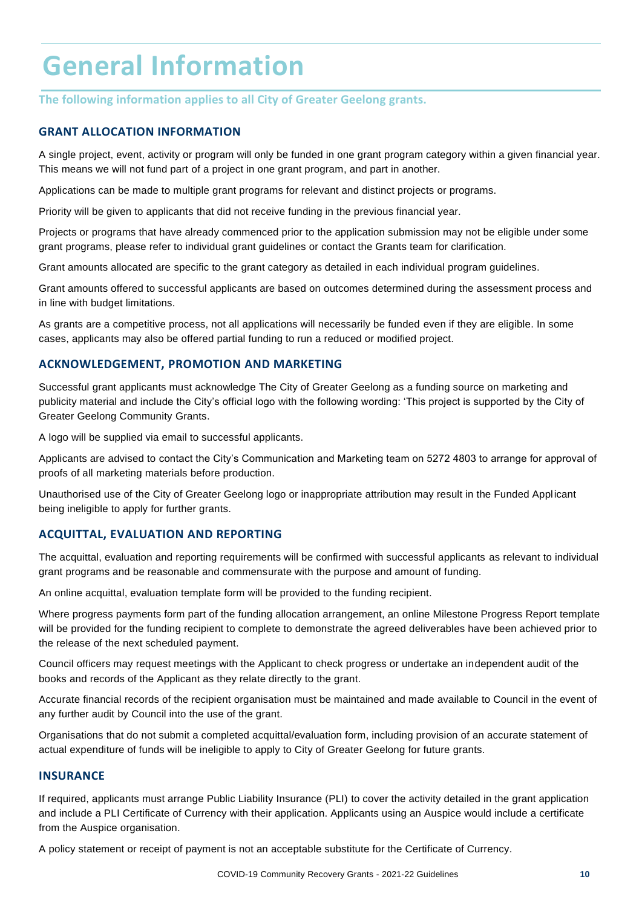# General Information

**The following information applies to all City of Greater Geelong grants.**

## GRANT ALLOCATION INFORMATION

A single project, event, activity or program will only be funded in one grant program category within a given financial year. This means we will not fund part of a project in one grant program, and part in another.

Applications can be made to multiple grant programs for relevant and distinct projects or programs.

Priority will be given to applicants that did not receive funding in the previous financial year.

Projects or programs that have already commenced prior to the application submission may not be eligible under some grant programs, please refer to individual grant guidelines or contact the Grants team for clarification.

Grant amounts allocated are specific to the grant category as detailed in each individual program guidelines.

Grant amounts offered to successful applicants are based on outcomes determined during the assessment process and in line with budget limitations.

As grants are a competitive process, not all applications will necessarily be funded even if they are eligible. In some cases, applicants may also be offered partial funding to run a reduced or modified project.

## ACKNOWLEDGEMENT, PROMOTION AND MARKETING

Successful grant applicants must acknowledge The City of Greater Geelong as a funding source on marketing and publicity material and include the City's official logo with the following wording: 'This project is supported by the City of Greater Geelong Community Grants.

A logo will be supplied via email to successful applicants.

Applicants are advised to contact the City's Communication and Marketing team on 5272 4803 to arrange for approval of proofs of all marketing materials before production.

Unauthorised use of the City of Greater Geelong logo or inappropriate attribution may result in the Funded Applicant being ineligible to apply for further grants.

## ACQUITTAL, EVALUATION AND REPORTING

The acquittal, evaluation and reporting requirements will be confirmed with successful applicants as relevant to individual grant programs and be reasonable and commensurate with the purpose and amount of funding.

An online acquittal, evaluation template form will be provided to the funding recipient.

Where progress payments form part of the funding allocation arrangement, an online Milestone Progress Report template will be provided for the funding recipient to complete to demonstrate the agreed deliverables have been achieved prior to the release of the next scheduled payment.

Council officers may request meetings with the Applicant to check progress or undertake an independent audit of the books and records of the Applicant as they relate directly to the grant.

Accurate financial records of the recipient organisation must be maintained and made available to Council in the event of any further audit by Council into the use of the grant.

Organisations that do not submit a completed acquittal/evaluation form, including provision of an accurate statement of actual expenditure of funds will be ineligible to apply to City of Greater Geelong for future grants.

## INSURANCE

If required, applicants must arrange Public Liability Insurance (PLI) to cover the activity detailed in the grant application and include a PLI Certificate of Currency with their application. Applicants using an Auspice would include a certificate from the Auspice organisation.

A policy statement or receipt of payment is not an acceptable substitute for the Certificate of Currency.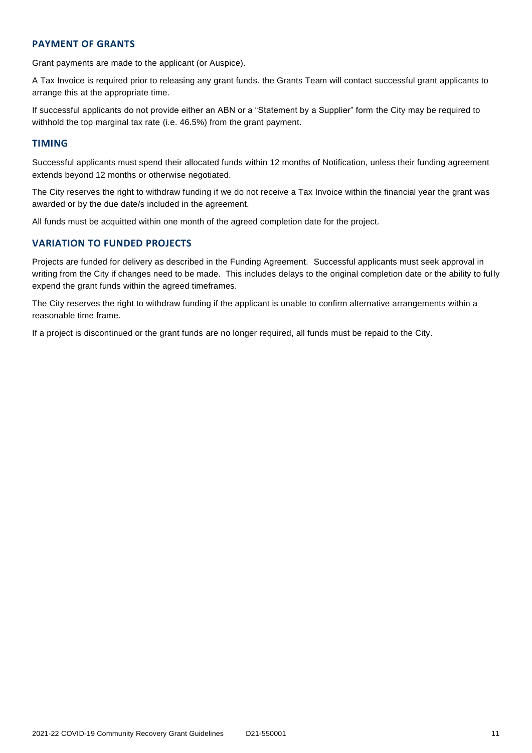## PAYMENT OF GRANTS

Grant payments are made to the applicant (or Auspice).

A Tax Invoice is required prior to releasing any grant funds. the Grants Team will contact successful grant applicants to arrange this at the appropriate time.

If successful applicants do not provide either an ABN or a "Statement by a Supplier" form the City may be required to withhold the top marginal tax rate (i.e. 46.5%) from the grant payment.

## TIMING

Successful applicants must spend their allocated funds within 12 months of Notification, unless their funding agreement extends beyond 12 months or otherwise negotiated.

The City reserves the right to withdraw funding if we do not receive a Tax Invoice within the financial year the grant was awarded or by the due date/s included in the agreement.

All funds must be acquitted within one month of the agreed completion date for the project.

## VARIATION TO FUNDED PROJECTS

Projects are funded for delivery as described in the Funding Agreement. Successful applicants must seek approval in writing from the City if changes need to be made. This includes delays to the original completion date or the ability to fully expend the grant funds within the agreed timeframes.

The City reserves the right to withdraw funding if the applicant is unable to confirm alternative arrangements within a reasonable time frame.

If a project is discontinued or the grant funds are no longer required, all funds must be repaid to the City.